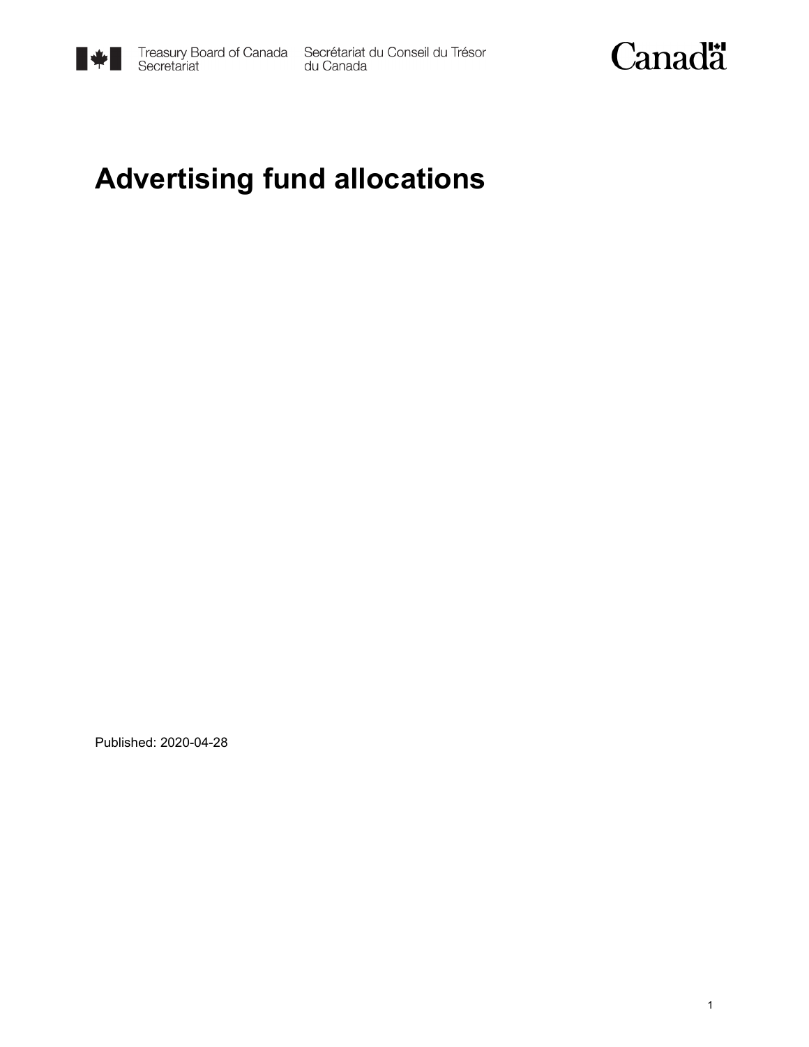Treasury Board of Canada Secretariat Secrétariat du Conseil du Trésor du Canada

Canada

# Advertising fund allocations

Published: 2020-04-28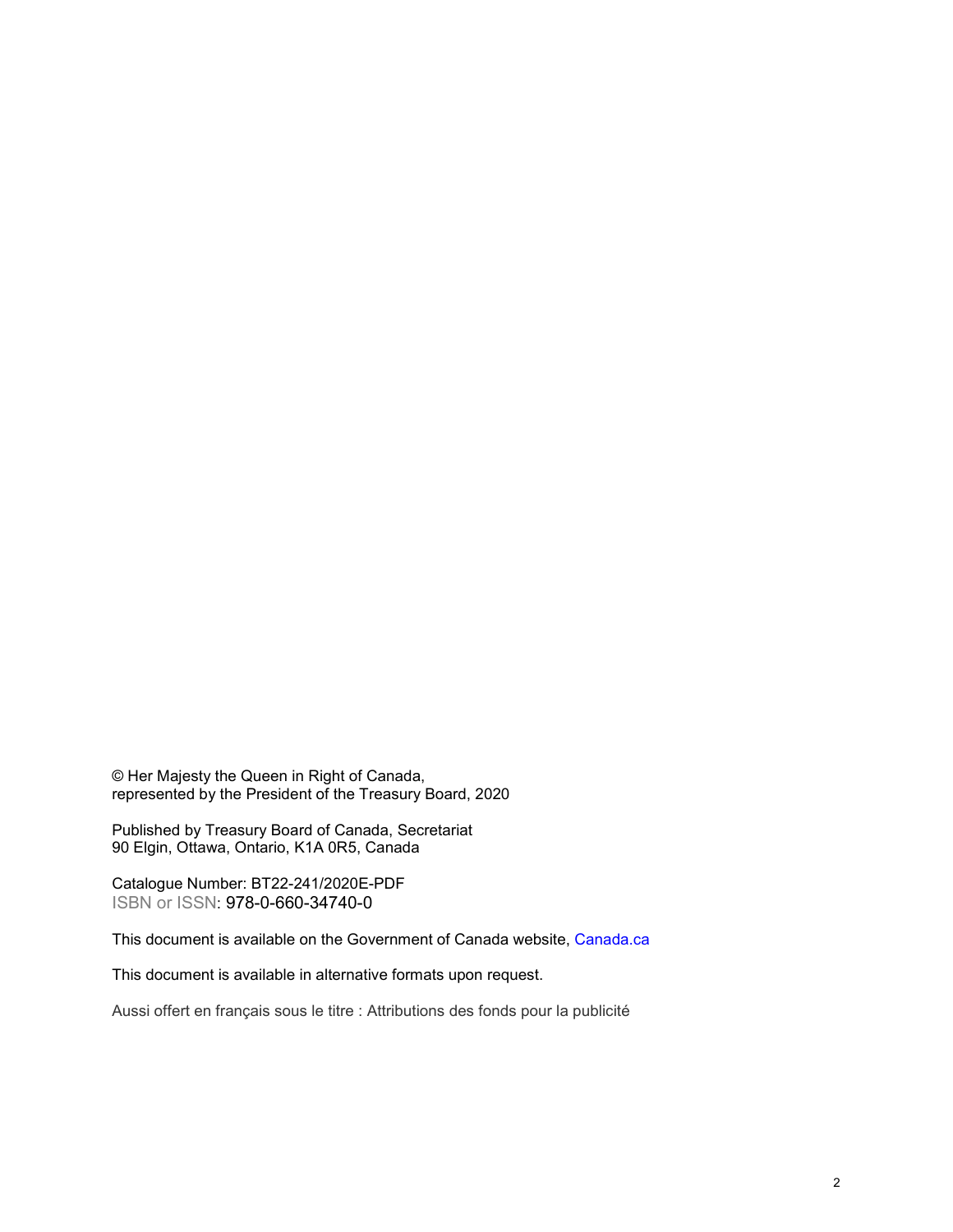© Her Majesty the Queen in Right of Canada,
represented by the President of the Treasury Board, 2020

Published by Treasury Board of Canada, Secretariat
90 Elgin, Ottawa, Ontario, K1A 0R5, Canada

Catalogue Number: BT22-241/2020E-PDF
ISBN or ISSN: 978-0-660-34740-0

This document is available on the Government of Canada website, Canada.ca

This document is available in alternative formats upon request.

Aussi offert en français sous le titre : Attributions des fonds pour la publicité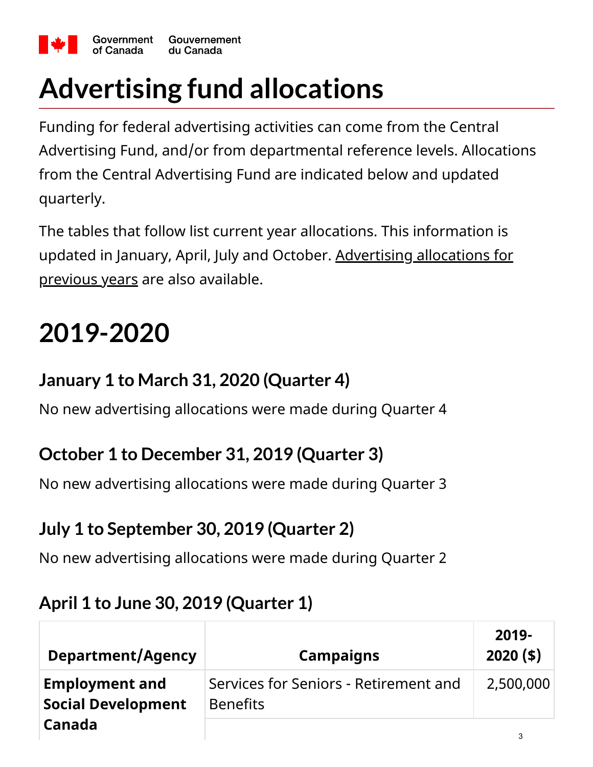# Advertising fund allocations

Funding for federal advertising activities can come from the Central Advertising Fund, and/or from departmental reference levels. Allocations from the Central Advertising Fund are indicated below and updated quarterly.

The tables that follow list current year allocations. This information is updated in January, April, July and October. Advertising allocations for previous years are also available.

# 2019-2020

## January 1 to March 31, 2020 (Quarter 4)

No new advertising allocations were made during Quarter 4

## October 1 to December 31, 2019 (Quarter 3)

No new advertising allocations were made during Quarter 3

## July 1 to September 30, 2019 (Quarter 2)

No new advertising allocations were made during Quarter 2

## April 1 to June 30, 2019 (Quarter 1)

| Department/Agency | Campaigns | 2019-2020 ($) |
|---|---|---|
| **Employment and Social Development Canada** | Services for Seniors - Retirement and Benefits | 2,500,000 |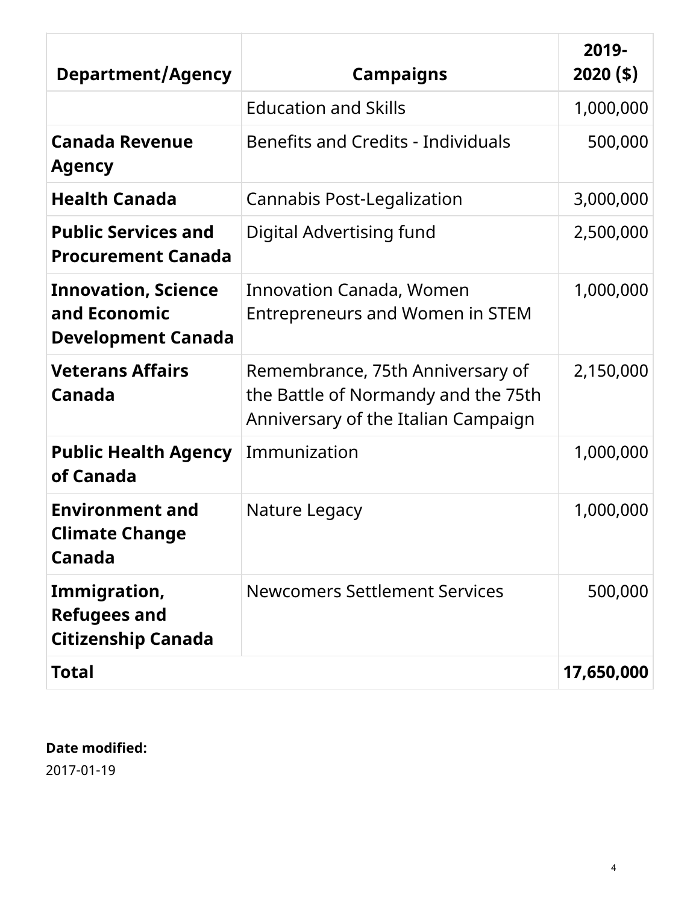| Department/Agency | Campaigns | 2019-2020 ($) |
| --- | --- | --- |
| | Education and Skills | 1,000,000 |
| **Canada Revenue Agency** | Benefits and Credits - Individuals | 500,000 |
| **Health Canada** | Cannabis Post-Legalization | 3,000,000 |
| **Public Services and Procurement Canada** | Digital Advertising fund | 2,500,000 |
| **Innovation, Science and Economic Development Canada** | Innovation Canada, Women Entrepreneurs and Women in STEM | 1,000,000 |
| **Veterans Affairs Canada** | Remembrance, 75th Anniversary of the Battle of Normandy and the 75th Anniversary of the Italian Campaign | 2,150,000 |
| **Public Health Agency of Canada** | Immunization | 1,000,000 |
| **Environment and Climate Change Canada** | Nature Legacy | 1,000,000 |
| **Immigration, Refugees and Citizenship Canada** | Newcomers Settlement Services | 500,000 |
| **Total** | | **17,650,000** |

**Date modified:**

2017-01-19